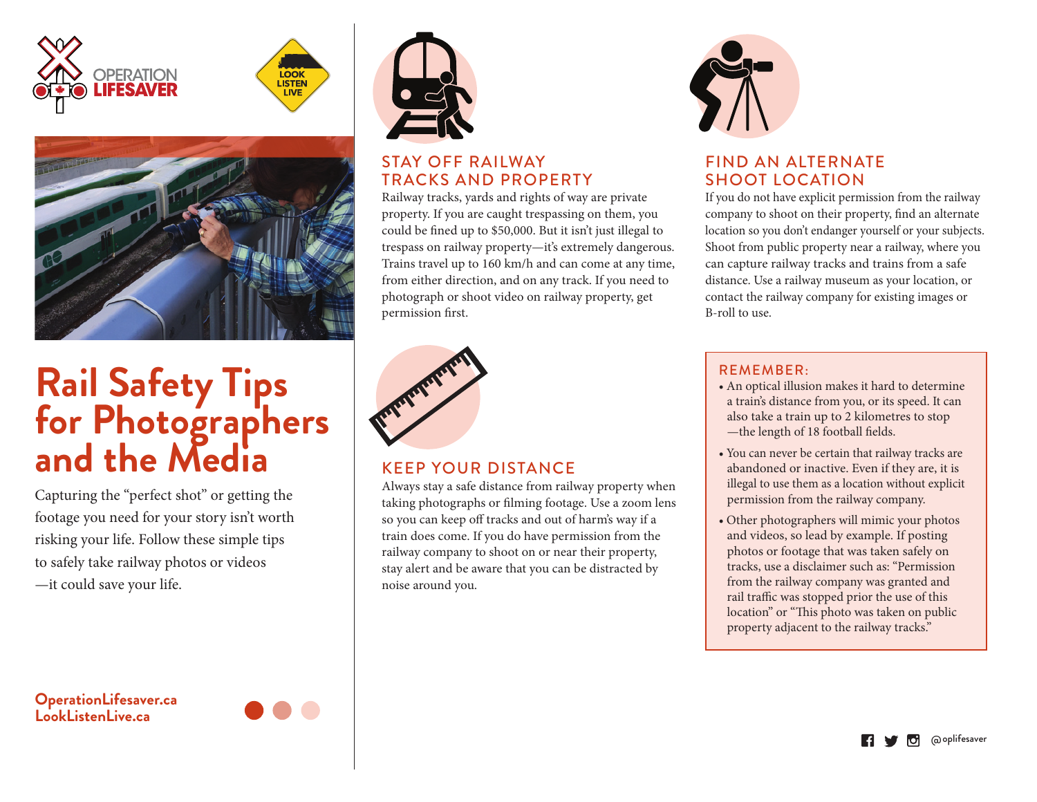OPERATION LIFESAVER

LOOK LISTEN LIVE

# Rail Safety Tips for Photographers and the Media

Capturing the "perfect shot" or getting the footage you need for your story isn't worth risking your life. Follow these simple tips to safely take railway photos or videos —it could save your life.

**OperationLifesaver.ca**
**LookListenLive.ca**

## STAY OFF RAILWAY TRACKS AND PROPERTY

Railway tracks, yards and rights of way are private property. If you are caught trespassing on them, you could be fined up to $50,000. But it isn't just illegal to trespass on railway property—it's extremely dangerous. Trains travel up to 160 km/h and can come at any time, from either direction, and on any track. If you need to photograph or shoot video on railway property, get permission first.

## KEEP YOUR DISTANCE

Always stay a safe distance from railway property when taking photographs or filming footage. Use a zoom lens so you can keep off tracks and out of harm's way if a train does come. If you do have permission from the railway company to shoot on or near their property, stay alert and be aware that you can be distracted by noise around you.

## FIND AN ALTERNATE SHOOT LOCATION

If you do not have explicit permission from the railway company to shoot on their property, find an alternate location so you don't endanger yourself or your subjects. Shoot from public property near a railway, where you can capture railway tracks and trains from a safe distance. Use a railway museum as your location, or contact the railway company for existing images or B-roll to use.

## REMEMBER:

- An optical illusion makes it hard to determine a train's distance from you, or its speed. It can also take a train up to 2 kilometres to stop —the length of 18 football fields.
- You can never be certain that railway tracks are abandoned or inactive. Even if they are, it is illegal to use them as a location without explicit permission from the railway company.
- Other photographers will mimic your photos and videos, so lead by example. If posting photos or footage that was taken safely on tracks, use a disclaimer such as: "Permission from the railway company was granted and rail traffic was stopped prior the use of this location" or "This photo was taken on public property adjacent to the railway tracks."

@oplifesaver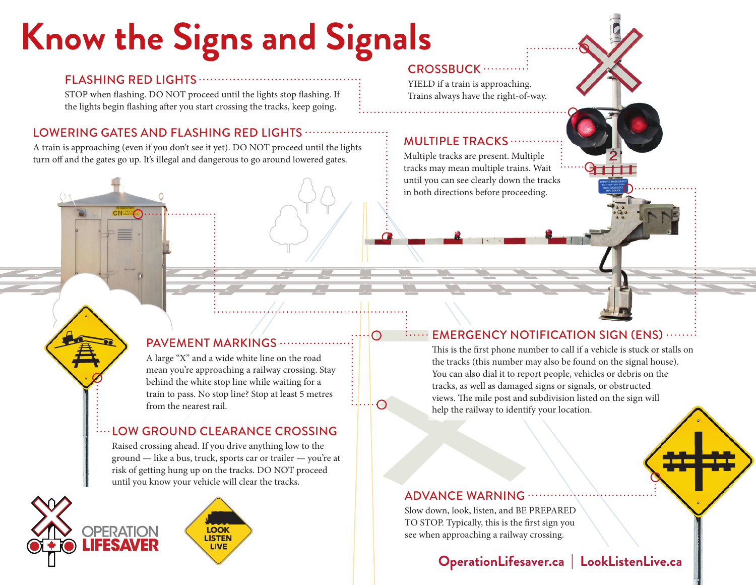# Know the Signs and Signals

## FLASHING RED LIGHTS

STOP when flashing. DO NOT proceed until the lights stop flashing. If the lights begin flashing after you start crossing the tracks, keep going.

## LOWERING GATES AND FLASHING RED LIGHTS

A train is approaching (even if you don't see it yet). DO NOT proceed until the lights turn off and the gates go up. It's illegal and dangerous to go around lowered gates.

## CROSSBUCK

YIELD if a train is approaching. Trains always have the right-of-way.

## MULTIPLE TRACKS

Multiple tracks are present. Multiple tracks may mean multiple trains. Wait until you can see clearly down the tracks in both directions before proceeding.

## PAVEMENT MARKINGS

A large "X" and a wide white line on the road mean you're approaching a railway crossing. Stay behind the white stop line while waiting for a train to pass. No stop line? Stop at least 5 metres from the nearest rail.

## EMERGENCY NOTIFICATION SIGN (ENS)

This is the first phone number to call if a vehicle is stuck or stalls on the tracks (this number may also be found on the signal house). You can also dial it to report people, vehicles or debris on the tracks, as well as damaged signs or signals, or obstructed views. The mile post and subdivision listed on the sign will help the railway to identify your location.

## LOW GROUND CLEARANCE CROSSING

Raised crossing ahead. If you drive anything low to the ground — like a bus, truck, sports car or trailer — you're at risk of getting hung up on the tracks. DO NOT proceed until you know your vehicle will clear the tracks.

## ADVANCE WARNING

Slow down, look, listen, and BE PREPARED TO STOP. Typically, this is the first sign you see when approaching a railway crossing.

OPERATION LIFESAVER

LOOK LISTEN LIVE

OperationLifesaver.ca | LookListenLive.ca